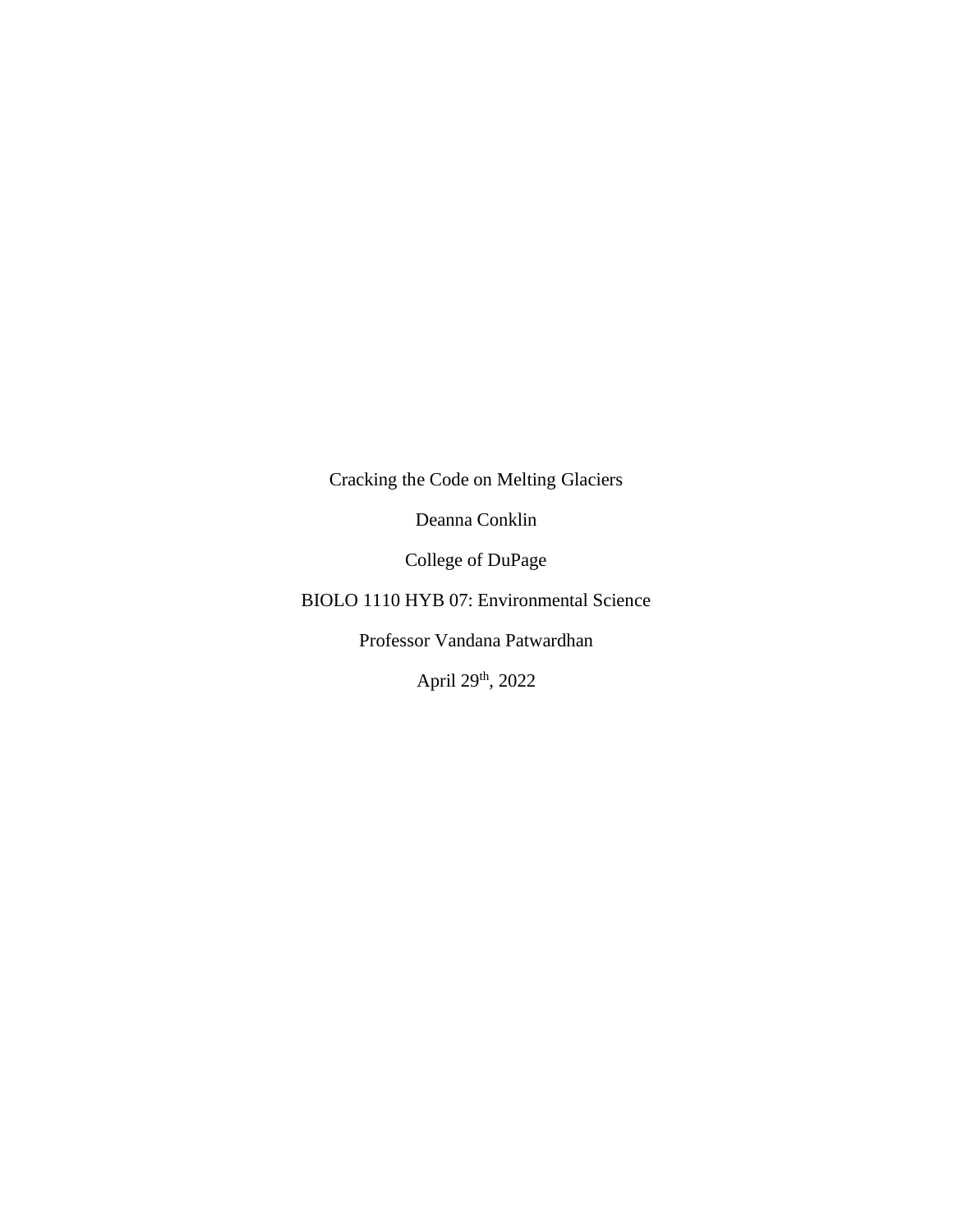# Cracking the Code on Melting Glaciers

Deanna Conklin

College of DuPage

BIOLO 1110 HYB 07: Environmental Science

Professor Vandana Patwardhan

April 29th, 2022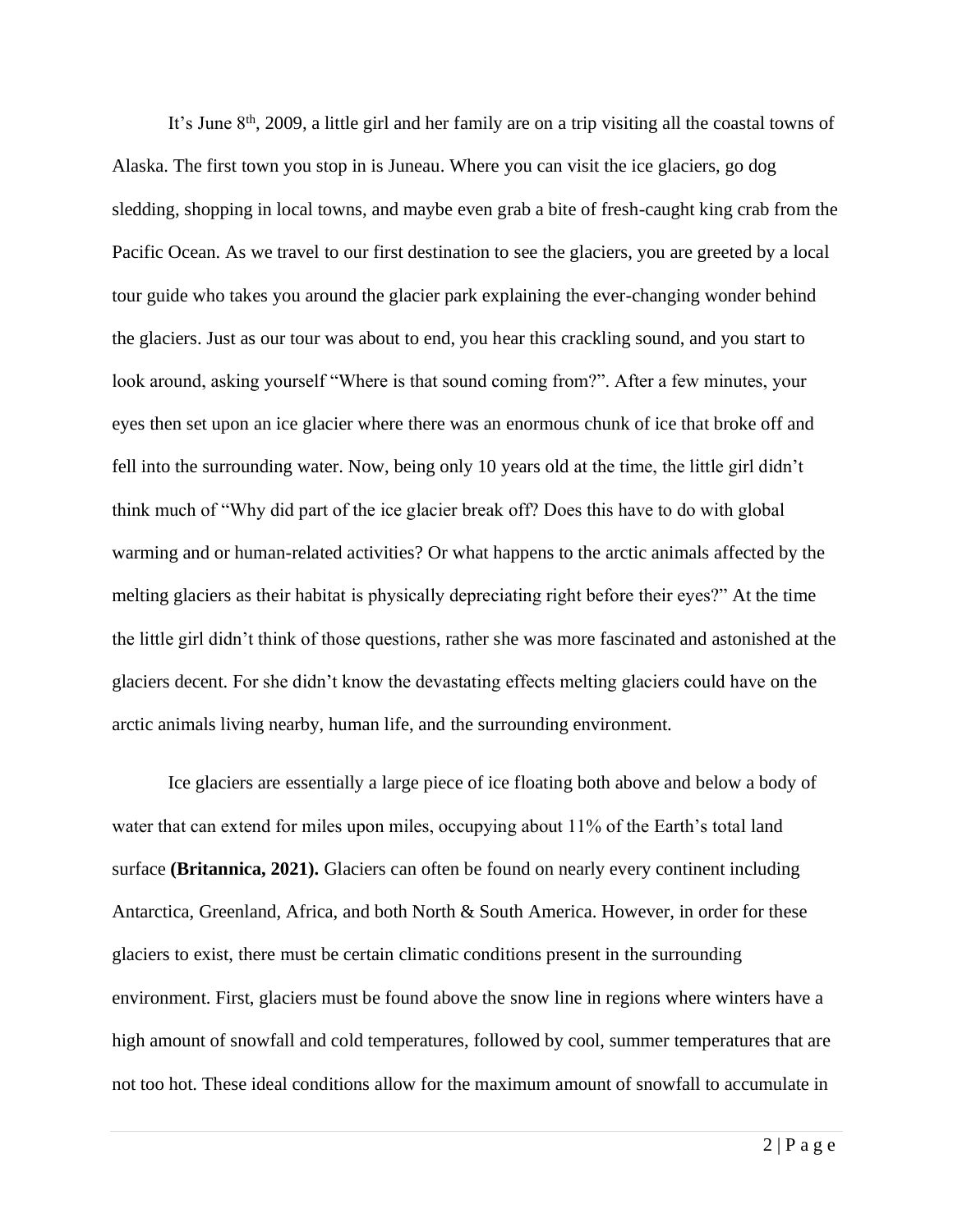It's June 8th, 2009, a little girl and her family are on a trip visiting all the coastal towns of Alaska. The first town you stop in is Juneau. Where you can visit the ice glaciers, go dog sledding, shopping in local towns, and maybe even grab a bite of fresh-caught king crab from the Pacific Ocean. As we travel to our first destination to see the glaciers, you are greeted by a local tour guide who takes you around the glacier park explaining the ever-changing wonder behind the glaciers. Just as our tour was about to end, you hear this crackling sound, and you start to look around, asking yourself "Where is that sound coming from?". After a few minutes, your eyes then set upon an ice glacier where there was an enormous chunk of ice that broke off and fell into the surrounding water. Now, being only 10 years old at the time, the little girl didn't think much of "Why did part of the ice glacier break off? Does this have to do with global warming and or human-related activities? Or what happens to the arctic animals affected by the melting glaciers as their habitat is physically depreciating right before their eyes?" At the time the little girl didn't think of those questions, rather she was more fascinated and astonished at the glaciers decent. For she didn't know the devastating effects melting glaciers could have on the arctic animals living nearby, human life, and the surrounding environment.

Ice glaciers are essentially a large piece of ice floating both above and below a body of water that can extend for miles upon miles, occupying about 11% of the Earth's total land surface **(Britannica, 2021).** Glaciers can often be found on nearly every continent including Antarctica, Greenland, Africa, and both North & South America. However, in order for these glaciers to exist, there must be certain climatic conditions present in the surrounding environment. First, glaciers must be found above the snow line in regions where winters have a high amount of snowfall and cold temperatures, followed by cool, summer temperatures that are not too hot. These ideal conditions allow for the maximum amount of snowfall to accumulate in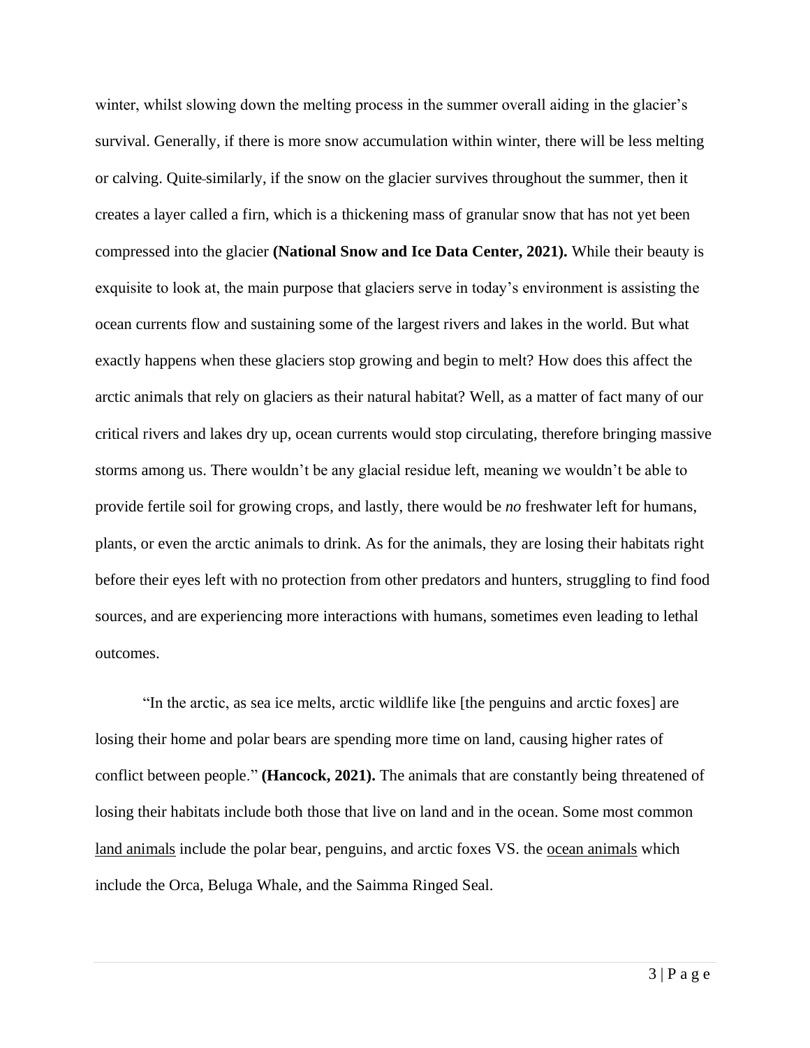winter, whilst slowing down the melting process in the summer overall aiding in the glacier's survival. Generally, if there is more snow accumulation within winter, there will be less melting or calving. Quite similarly, if the snow on the glacier survives throughout the summer, then it creates a layer called a firn, which is a thickening mass of granular snow that has not yet been compressed into the glacier **(National Snow and Ice Data Center, 2021).** While their beauty is exquisite to look at, the main purpose that glaciers serve in today's environment is assisting the ocean currents flow and sustaining some of the largest rivers and lakes in the world. But what exactly happens when these glaciers stop growing and begin to melt? How does this affect the arctic animals that rely on glaciers as their natural habitat? Well, as a matter of fact many of our critical rivers and lakes dry up, ocean currents would stop circulating, therefore bringing massive storms among us. There wouldn't be any glacial residue left, meaning we wouldn't be able to provide fertile soil for growing crops, and lastly, there would be *no* freshwater left for humans, plants, or even the arctic animals to drink. As for the animals, they are losing their habitats right before their eyes left with no protection from other predators and hunters, struggling to find food sources, and are experiencing more interactions with humans, sometimes even leading to lethal outcomes.

"In the arctic, as sea ice melts, arctic wildlife like [the penguins and arctic foxes] are losing their home and polar bears are spending more time on land, causing higher rates of conflict between people." **(Hancock, 2021).** The animals that are constantly being threatened of losing their habitats include both those that live on land and in the ocean. Some most common <u>land animals</u> include the polar bear, penguins, and arctic foxes VS. the <u>ocean animals</u> which include the Orca, Beluga Whale, and the Saimma Ringed Seal.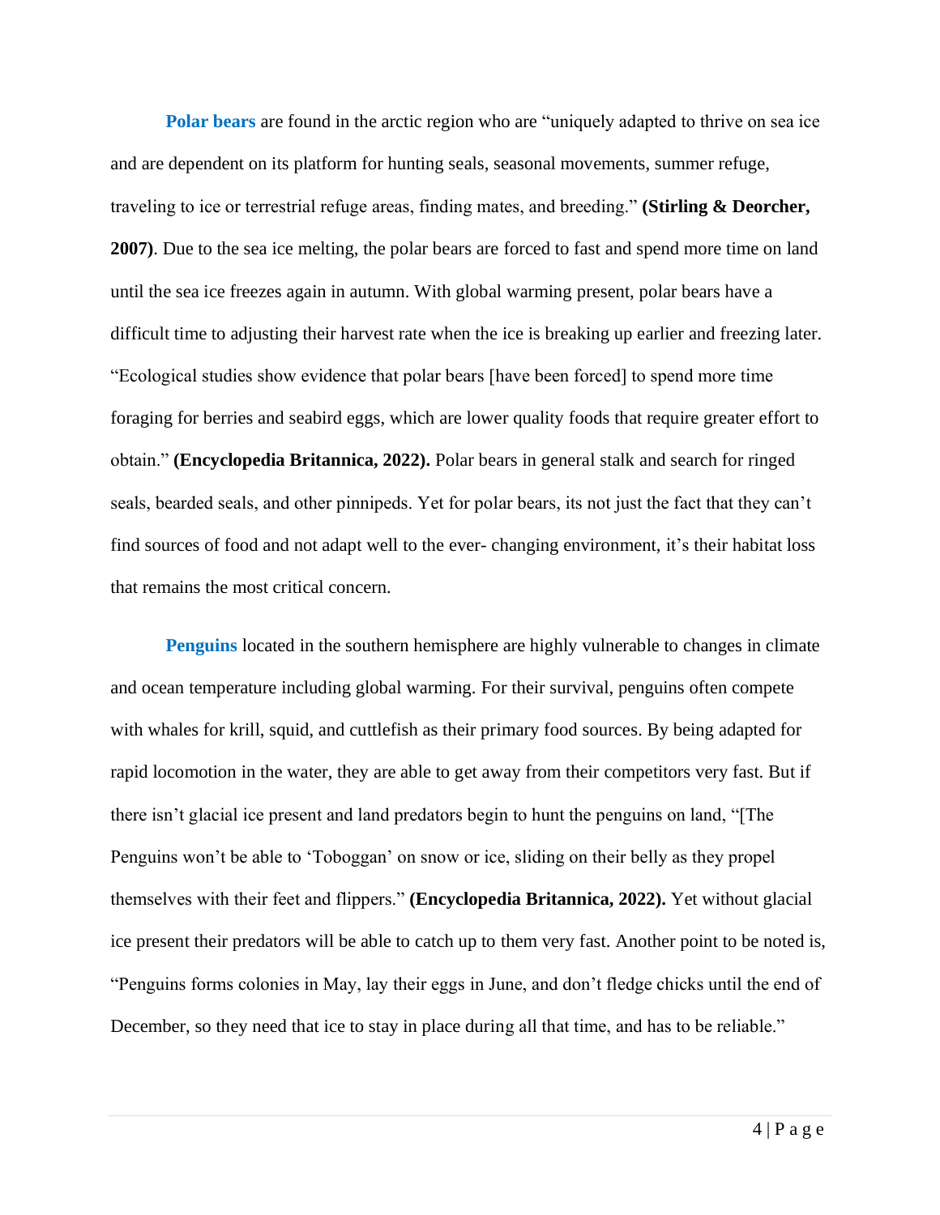**Polar bears** are found in the arctic region who are "uniquely adapted to thrive on sea ice and are dependent on its platform for hunting seals, seasonal movements, summer refuge, traveling to ice or terrestrial refuge areas, finding mates, and breeding." **(Stirling & Deorcher, 2007)**. Due to the sea ice melting, the polar bears are forced to fast and spend more time on land until the sea ice freezes again in autumn. With global warming present, polar bears have a difficult time to adjusting their harvest rate when the ice is breaking up earlier and freezing later. "Ecological studies show evidence that polar bears [have been forced] to spend more time foraging for berries and seabird eggs, which are lower quality foods that require greater effort to obtain." **(Encyclopedia Britannica, 2022).** Polar bears in general stalk and search for ringed seals, bearded seals, and other pinnipeds. Yet for polar bears, its not just the fact that they can't find sources of food and not adapt well to the ever- changing environment, it's their habitat loss that remains the most critical concern.

**Penguins** located in the southern hemisphere are highly vulnerable to changes in climate and ocean temperature including global warming. For their survival, penguins often compete with whales for krill, squid, and cuttlefish as their primary food sources. By being adapted for rapid locomotion in the water, they are able to get away from their competitors very fast. But if there isn't glacial ice present and land predators begin to hunt the penguins on land, "[The Penguins won't be able to 'Toboggan' on snow or ice, sliding on their belly as they propel themselves with their feet and flippers." **(Encyclopedia Britannica, 2022).** Yet without glacial ice present their predators will be able to catch up to them very fast. Another point to be noted is, "Penguins forms colonies in May, lay their eggs in June, and don't fledge chicks until the end of December, so they need that ice to stay in place during all that time, and has to be reliable."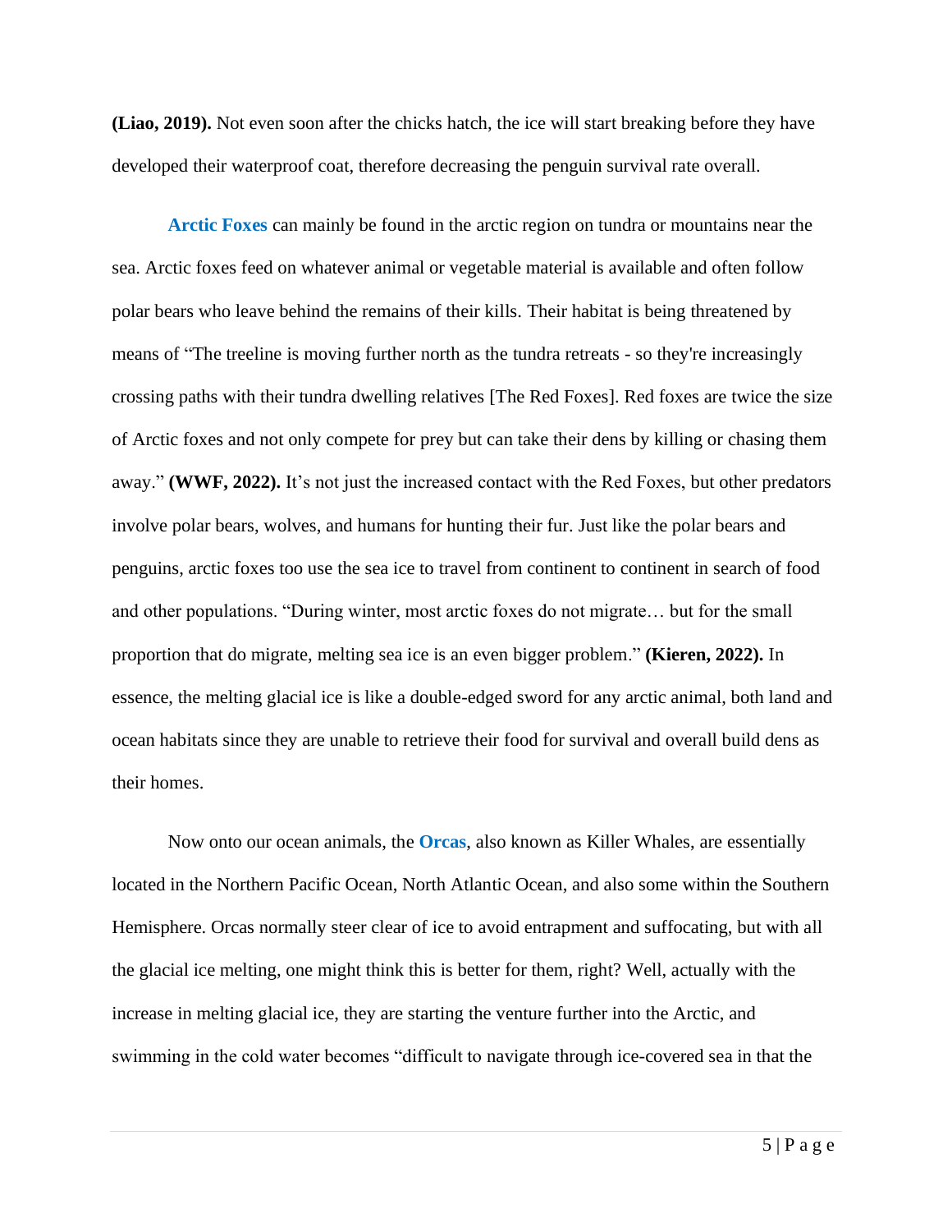**(Liao, 2019).** Not even soon after the chicks hatch, the ice will start breaking before they have developed their waterproof coat, therefore decreasing the penguin survival rate overall.

**Arctic Foxes** can mainly be found in the arctic region on tundra or mountains near the sea. Arctic foxes feed on whatever animal or vegetable material is available and often follow polar bears who leave behind the remains of their kills. Their habitat is being threatened by means of "The treeline is moving further north as the tundra retreats - so they're increasingly crossing paths with their tundra dwelling relatives [The Red Foxes]. Red foxes are twice the size of Arctic foxes and not only compete for prey but can take their dens by killing or chasing them away." **(WWF, 2022).** It's not just the increased contact with the Red Foxes, but other predators involve polar bears, wolves, and humans for hunting their fur. Just like the polar bears and penguins, arctic foxes too use the sea ice to travel from continent to continent in search of food and other populations. "During winter, most arctic foxes do not migrate… but for the small proportion that do migrate, melting sea ice is an even bigger problem." **(Kieren, 2022).** In essence, the melting glacial ice is like a double-edged sword for any arctic animal, both land and ocean habitats since they are unable to retrieve their food for survival and overall build dens as their homes.

Now onto our ocean animals, the **Orcas**, also known as Killer Whales, are essentially located in the Northern Pacific Ocean, North Atlantic Ocean, and also some within the Southern Hemisphere. Orcas normally steer clear of ice to avoid entrapment and suffocating, but with all the glacial ice melting, one might think this is better for them, right? Well, actually with the increase in melting glacial ice, they are starting the venture further into the Arctic, and swimming in the cold water becomes "difficult to navigate through ice-covered sea in that the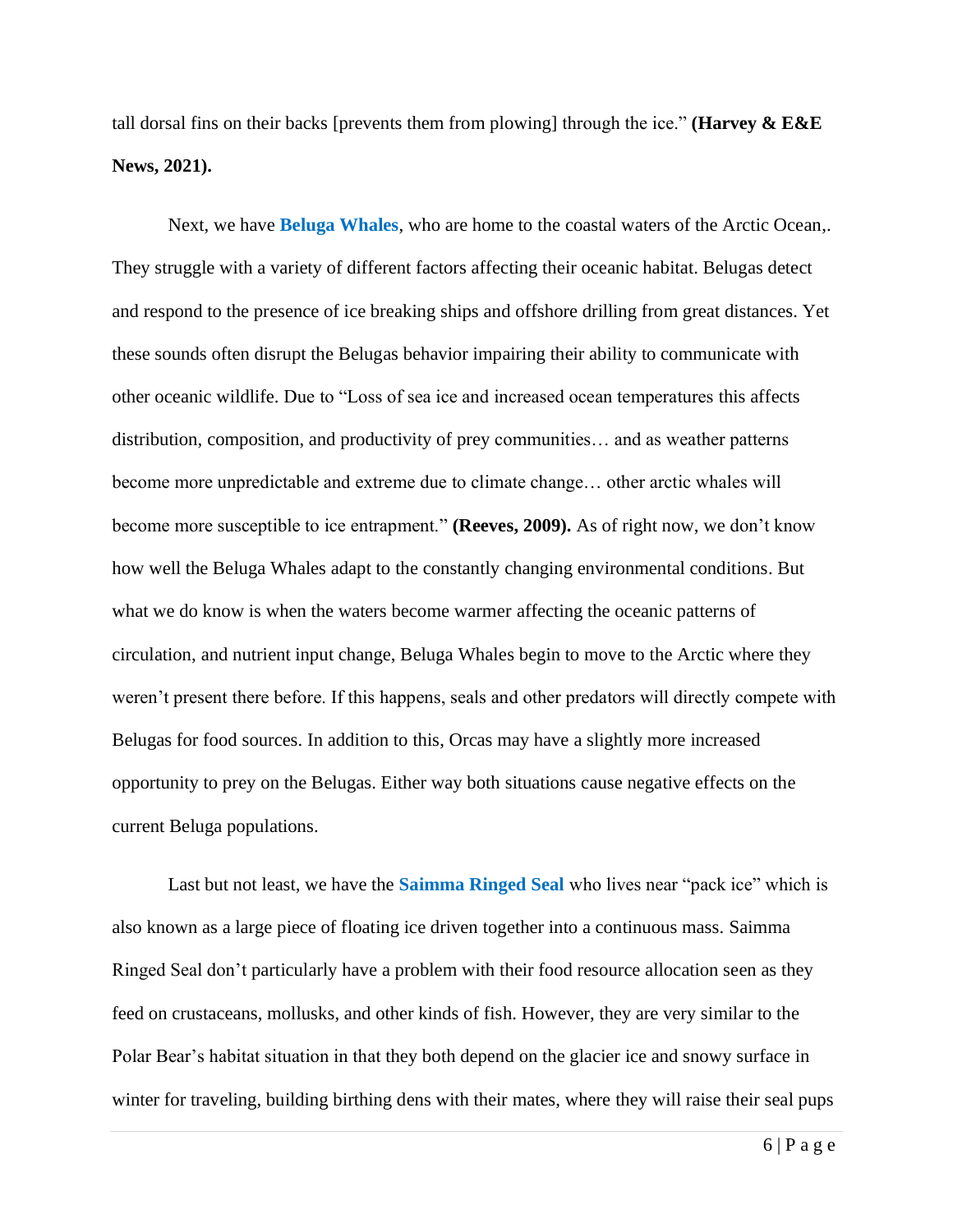tall dorsal fins on their backs [prevents them from plowing] through the ice." **(Harvey & E&E News, 2021).**

Next, we have **Beluga Whales**, who are home to the coastal waters of the Arctic Ocean,. They struggle with a variety of different factors affecting their oceanic habitat. Belugas detect and respond to the presence of ice breaking ships and offshore drilling from great distances. Yet these sounds often disrupt the Belugas behavior impairing their ability to communicate with other oceanic wildlife. Due to "Loss of sea ice and increased ocean temperatures this affects distribution, composition, and productivity of prey communities… and as weather patterns become more unpredictable and extreme due to climate change… other arctic whales will become more susceptible to ice entrapment." **(Reeves, 2009).** As of right now, we don't know how well the Beluga Whales adapt to the constantly changing environmental conditions. But what we do know is when the waters become warmer affecting the oceanic patterns of circulation, and nutrient input change, Beluga Whales begin to move to the Arctic where they weren't present there before. If this happens, seals and other predators will directly compete with Belugas for food sources. In addition to this, Orcas may have a slightly more increased opportunity to prey on the Belugas. Either way both situations cause negative effects on the current Beluga populations.

Last but not least, we have the **Saimma Ringed Seal** who lives near "pack ice" which is also known as a large piece of floating ice driven together into a continuous mass. Saimma Ringed Seal don't particularly have a problem with their food resource allocation seen as they feed on crustaceans, mollusks, and other kinds of fish. However, they are very similar to the Polar Bear's habitat situation in that they both depend on the glacier ice and snowy surface in winter for traveling, building birthing dens with their mates, where they will raise their seal pups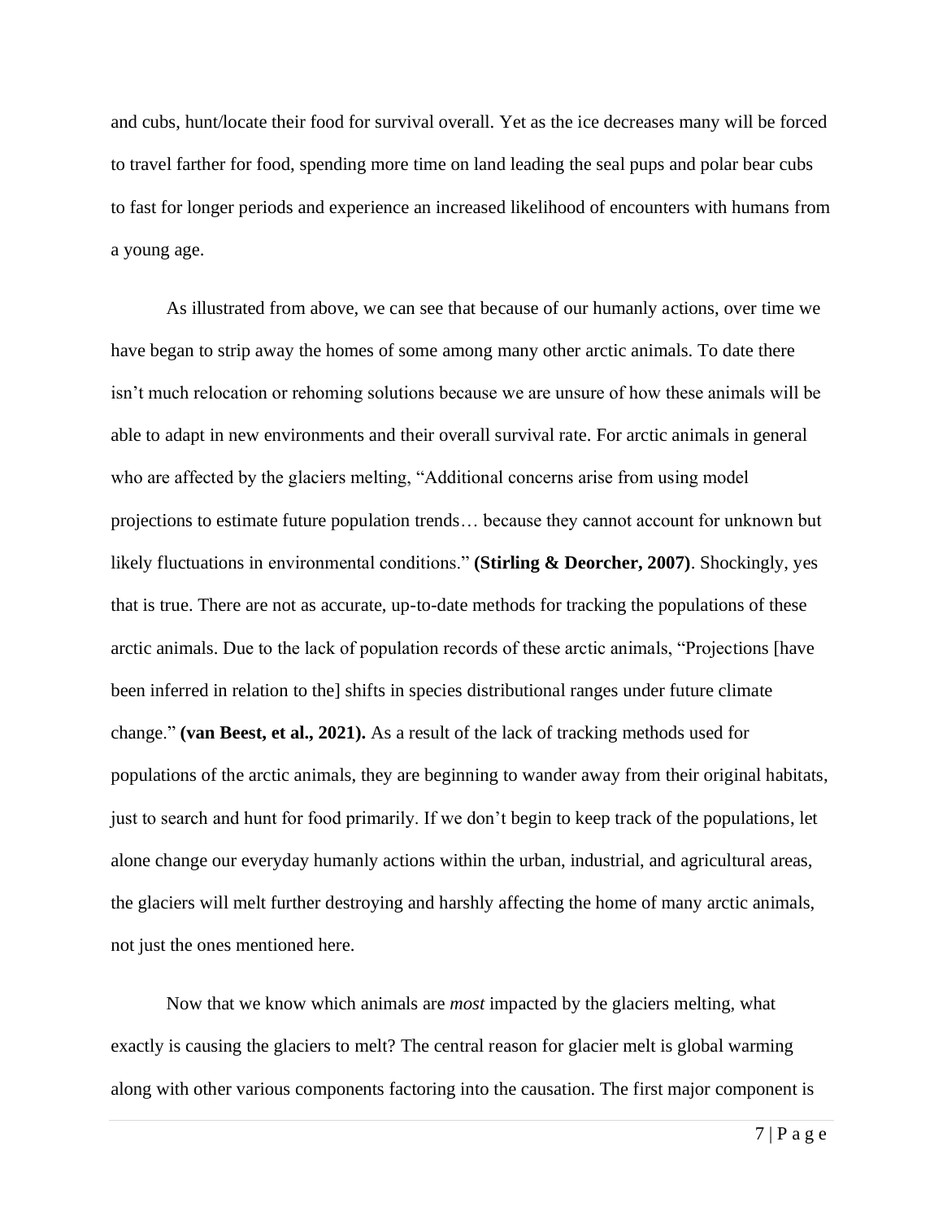and cubs, hunt/locate their food for survival overall. Yet as the ice decreases many will be forced to travel farther for food, spending more time on land leading the seal pups and polar bear cubs to fast for longer periods and experience an increased likelihood of encounters with humans from a young age.

As illustrated from above, we can see that because of our humanly actions, over time we have began to strip away the homes of some among many other arctic animals. To date there isn't much relocation or rehoming solutions because we are unsure of how these animals will be able to adapt in new environments and their overall survival rate. For arctic animals in general who are affected by the glaciers melting, "Additional concerns arise from using model projections to estimate future population trends… because they cannot account for unknown but likely fluctuations in environmental conditions." **(Stirling & Deorcher, 2007)**. Shockingly, yes that is true. There are not as accurate, up-to-date methods for tracking the populations of these arctic animals. Due to the lack of population records of these arctic animals, "Projections [have been inferred in relation to the] shifts in species distributional ranges under future climate change." **(van Beest, et al., 2021).** As a result of the lack of tracking methods used for populations of the arctic animals, they are beginning to wander away from their original habitats, just to search and hunt for food primarily. If we don't begin to keep track of the populations, let alone change our everyday humanly actions within the urban, industrial, and agricultural areas, the glaciers will melt further destroying and harshly affecting the home of many arctic animals, not just the ones mentioned here.

Now that we know which animals are *most* impacted by the glaciers melting, what exactly is causing the glaciers to melt? The central reason for glacier melt is global warming along with other various components factoring into the causation. The first major component is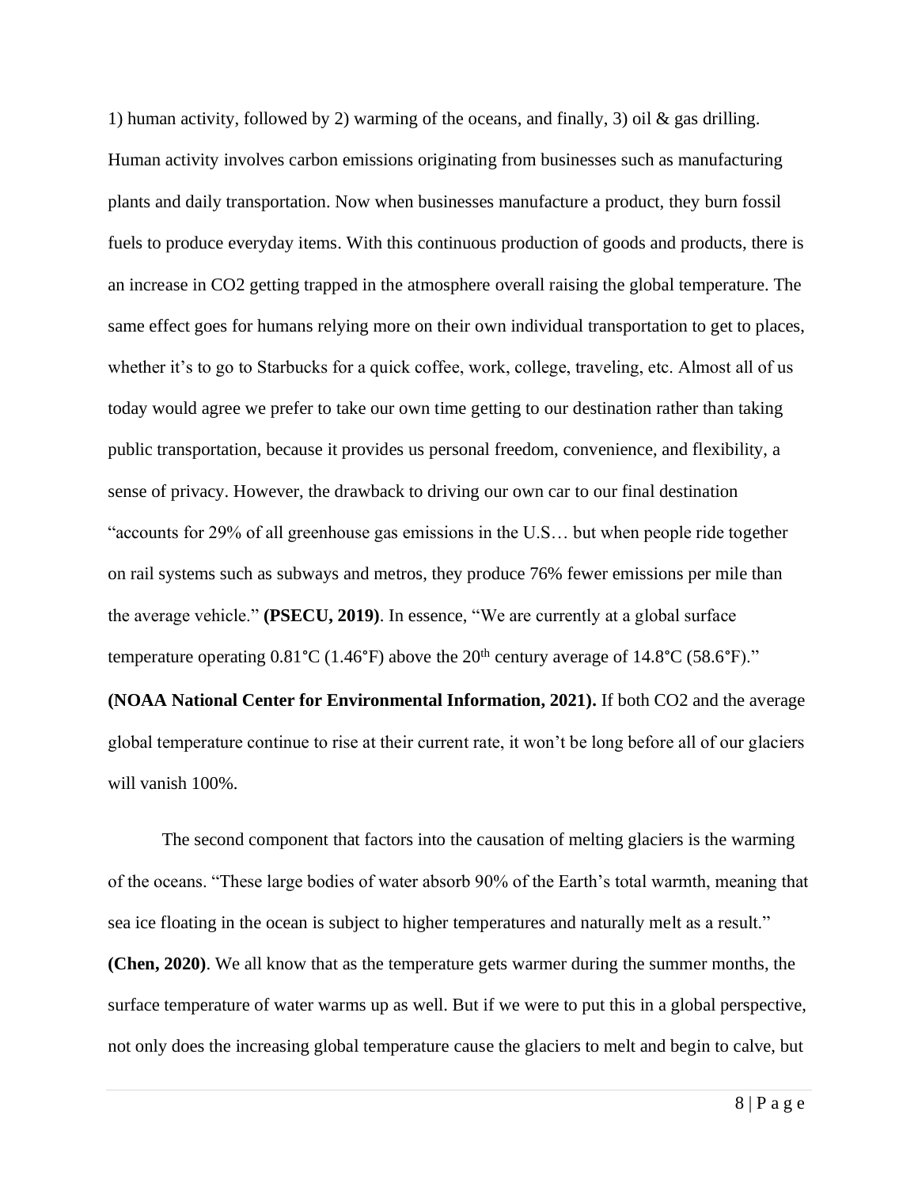1) human activity, followed by 2) warming of the oceans, and finally, 3) oil & gas drilling. Human activity involves carbon emissions originating from businesses such as manufacturing plants and daily transportation. Now when businesses manufacture a product, they burn fossil fuels to produce everyday items. With this continuous production of goods and products, there is an increase in $CO_2$ getting trapped in the atmosphere overall raising the global temperature. The same effect goes for humans relying more on their own individual transportation to get to places, whether it's to go to Starbucks for a quick coffee, work, college, traveling, etc. Almost all of us today would agree we prefer to take our own time getting to our destination rather than taking public transportation, because it provides us personal freedom, convenience, and flexibility, a sense of privacy. However, the drawback to driving our own car to our final destination "accounts for 29% of all greenhouse gas emissions in the U.S… but when people ride together on rail systems such as subways and metros, they produce 76% fewer emissions per mile than the average vehicle." **(PSECU, 2019)**. In essence, "We are currently at a global surface temperature operating 0.81°C (1.46°F) above the 20th century average of 14.8°C (58.6°F)." **(NOAA National Center for Environmental Information, 2021).** If both $CO_2$ and the average global temperature continue to rise at their current rate, it won't be long before all of our glaciers will vanish 100%.

The second component that factors into the causation of melting glaciers is the warming of the oceans. "These large bodies of water absorb 90% of the Earth's total warmth, meaning that sea ice floating in the ocean is subject to higher temperatures and naturally melt as a result." **(Chen, 2020)**. We all know that as the temperature gets warmer during the summer months, the surface temperature of water warms up as well. But if we were to put this in a global perspective, not only does the increasing global temperature cause the glaciers to melt and begin to calve, but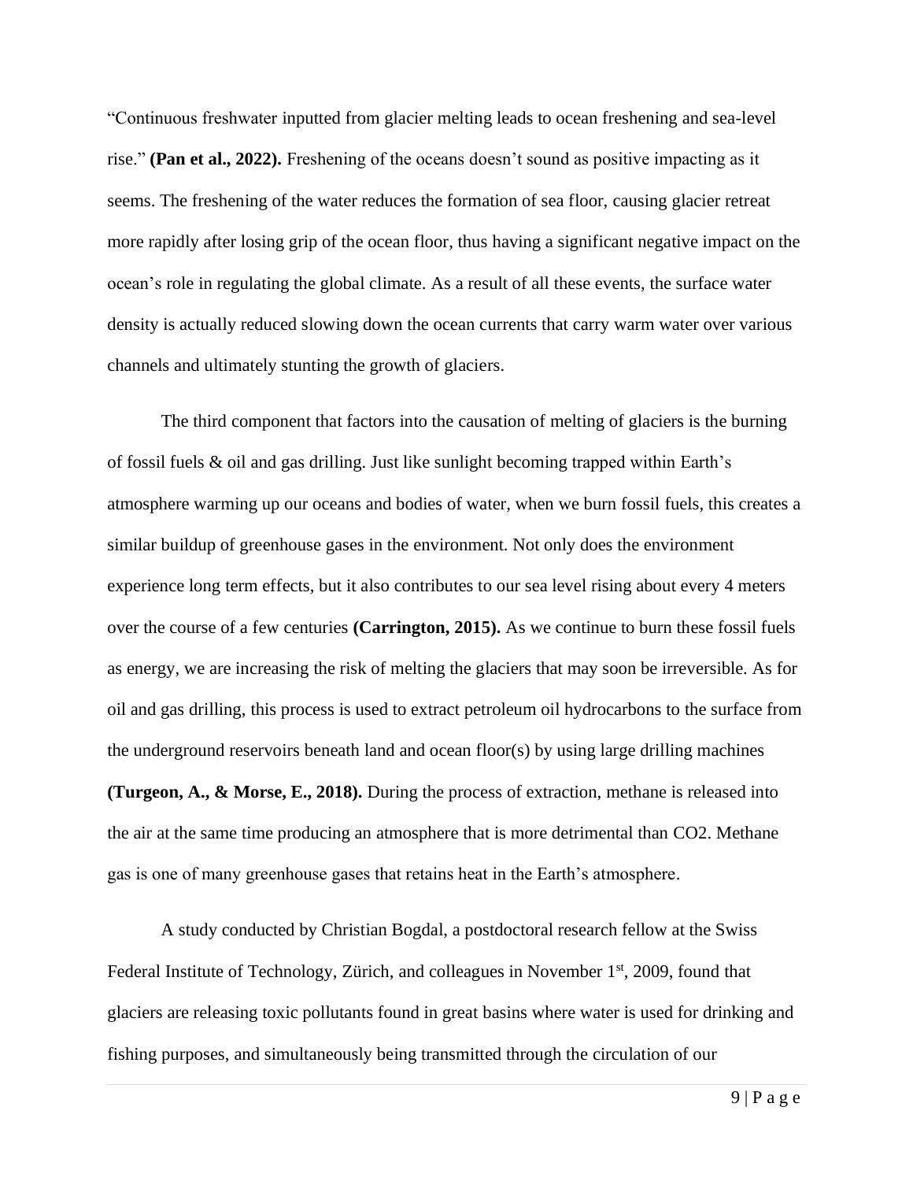"Continuous freshwater inputted from glacier melting leads to ocean freshening and sea-level rise." **(Pan et al., 2022).** Freshening of the oceans doesn't sound as positive impacting as it seems. The freshening of the water reduces the formation of sea floor, causing glacier retreat more rapidly after losing grip of the ocean floor, thus having a significant negative impact on the ocean's role in regulating the global climate. As a result of all these events, the surface water density is actually reduced slowing down the ocean currents that carry warm water over various channels and ultimately stunting the growth of glaciers.

The third component that factors into the causation of melting of glaciers is the burning of fossil fuels & oil and gas drilling. Just like sunlight becoming trapped within Earth's atmosphere warming up our oceans and bodies of water, when we burn fossil fuels, this creates a similar buildup of greenhouse gases in the environment. Not only does the environment experience long term effects, but it also contributes to our sea level rising about every 4 meters over the course of a few centuries **(Carrington, 2015).** As we continue to burn these fossil fuels as energy, we are increasing the risk of melting the glaciers that may soon be irreversible. As for oil and gas drilling, this process is used to extract petroleum oil hydrocarbons to the surface from the underground reservoirs beneath land and ocean floor(s) by using large drilling machines **(Turgeon, A., & Morse, E., 2018).** During the process of extraction, methane is released into the air at the same time producing an atmosphere that is more detrimental than $CO_2$. Methane gas is one of many greenhouse gases that retains heat in the Earth's atmosphere.

A study conducted by Christian Bogdal, a postdoctoral research fellow at the Swiss Federal Institute of Technology, Zürich, and colleagues in November 1st, 2009, found that glaciers are releasing toxic pollutants found in great basins where water is used for drinking and fishing purposes, and simultaneously being transmitted through the circulation of our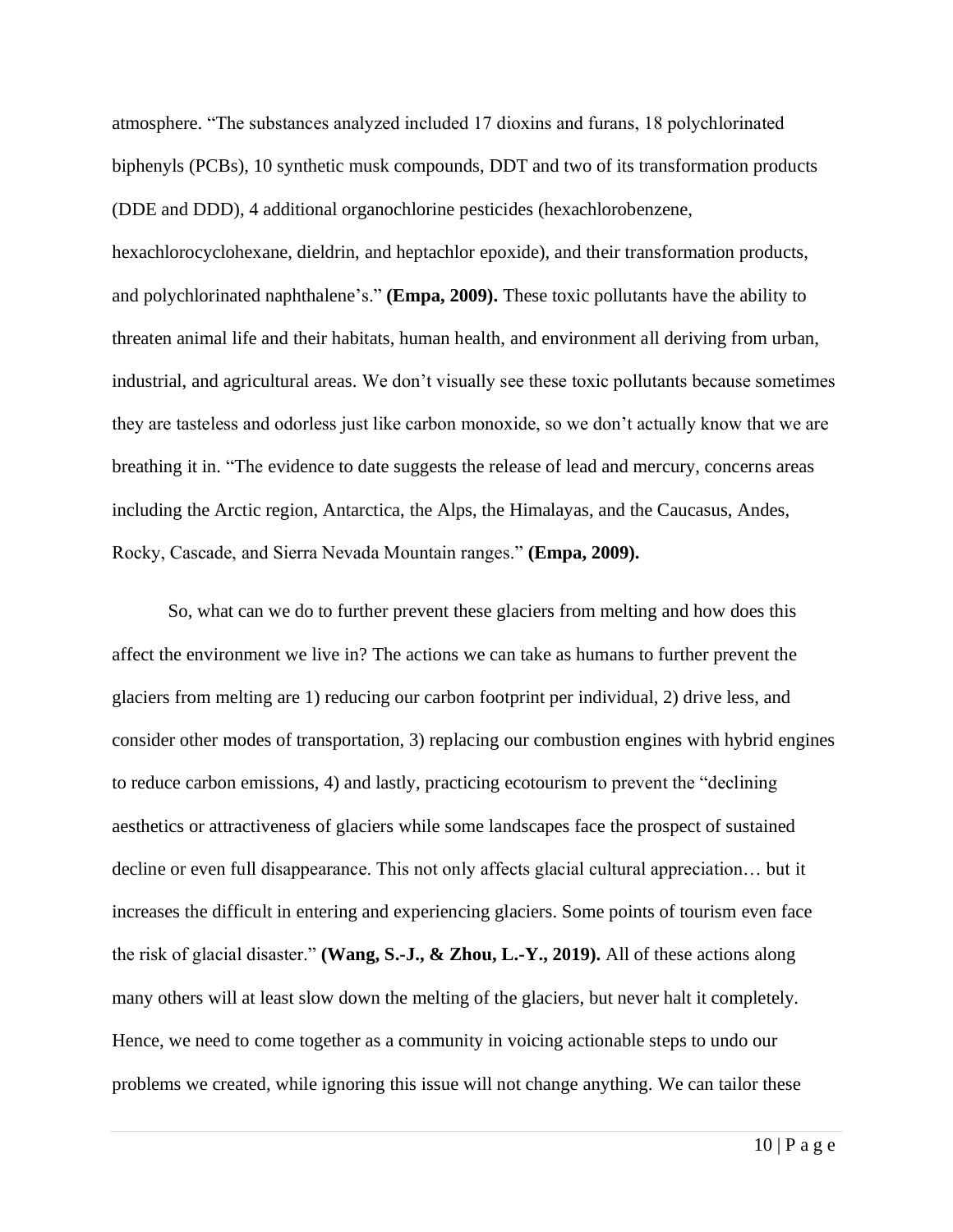atmosphere. “The substances analyzed included 17 dioxins and furans, 18 polychlorinated biphenyls (PCBs), 10 synthetic musk compounds, DDT and two of its transformation products (DDE and DDD), 4 additional organochlorine pesticides (hexachlorobenzene, hexachlorocyclohexane, dieldrin, and heptachlor epoxide), and their transformation products, and polychlorinated naphthalene’s.” **(Empa, 2009).** These toxic pollutants have the ability to threaten animal life and their habitats, human health, and environment all deriving from urban, industrial, and agricultural areas. We don’t visually see these toxic pollutants because sometimes they are tasteless and odorless just like carbon monoxide, so we don’t actually know that we are breathing it in. “The evidence to date suggests the release of lead and mercury, concerns areas including the Arctic region, Antarctica, the Alps, the Himalayas, and the Caucasus, Andes, Rocky, Cascade, and Sierra Nevada Mountain ranges.” **(Empa, 2009).**

So, what can we do to further prevent these glaciers from melting and how does this affect the environment we live in? The actions we can take as humans to further prevent the glaciers from melting are 1) reducing our carbon footprint per individual, 2) drive less, and consider other modes of transportation, 3) replacing our combustion engines with hybrid engines to reduce carbon emissions, 4) and lastly, practicing ecotourism to prevent the “declining aesthetics or attractiveness of glaciers while some landscapes face the prospect of sustained decline or even full disappearance. This not only affects glacial cultural appreciation… but it increases the difficult in entering and experiencing glaciers. Some points of tourism even face the risk of glacial disaster.” **(Wang, S.-J., & Zhou, L.-Y., 2019).** All of these actions along many others will at least slow down the melting of the glaciers, but never halt it completely. Hence, we need to come together as a community in voicing actionable steps to undo our problems we created, while ignoring this issue will not change anything. We can tailor these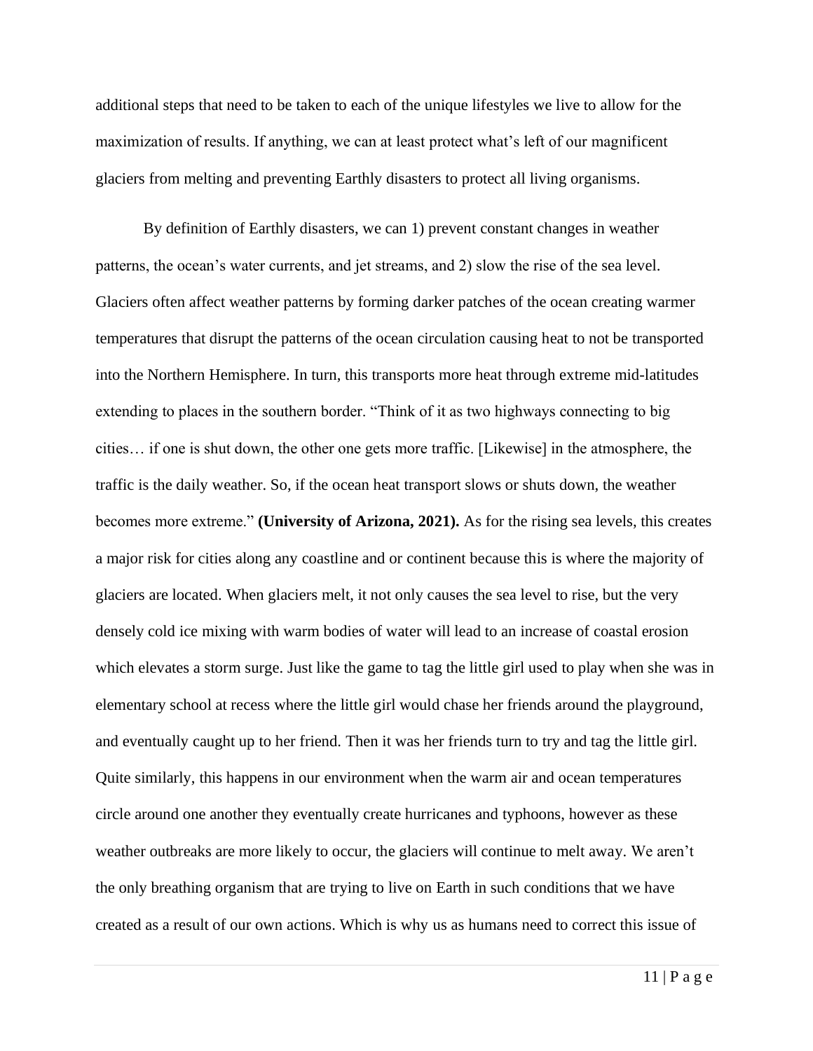additional steps that need to be taken to each of the unique lifestyles we live to allow for the maximization of results. If anything, we can at least protect what's left of our magnificent glaciers from melting and preventing Earthly disasters to protect all living organisms.

By definition of Earthly disasters, we can 1) prevent constant changes in weather patterns, the ocean's water currents, and jet streams, and 2) slow the rise of the sea level. Glaciers often affect weather patterns by forming darker patches of the ocean creating warmer temperatures that disrupt the patterns of the ocean circulation causing heat to not be transported into the Northern Hemisphere. In turn, this transports more heat through extreme mid-latitudes extending to places in the southern border. "Think of it as two highways connecting to big cities… if one is shut down, the other one gets more traffic. [Likewise] in the atmosphere, the traffic is the daily weather. So, if the ocean heat transport slows or shuts down, the weather becomes more extreme." **(University of Arizona, 2021).** As for the rising sea levels, this creates a major risk for cities along any coastline and or continent because this is where the majority of glaciers are located. When glaciers melt, it not only causes the sea level to rise, but the very densely cold ice mixing with warm bodies of water will lead to an increase of coastal erosion which elevates a storm surge. Just like the game to tag the little girl used to play when she was in elementary school at recess where the little girl would chase her friends around the playground, and eventually caught up to her friend. Then it was her friends turn to try and tag the little girl. Quite similarly, this happens in our environment when the warm air and ocean temperatures circle around one another they eventually create hurricanes and typhoons, however as these weather outbreaks are more likely to occur, the glaciers will continue to melt away. We aren't the only breathing organism that are trying to live on Earth in such conditions that we have created as a result of our own actions. Which is why us as humans need to correct this issue of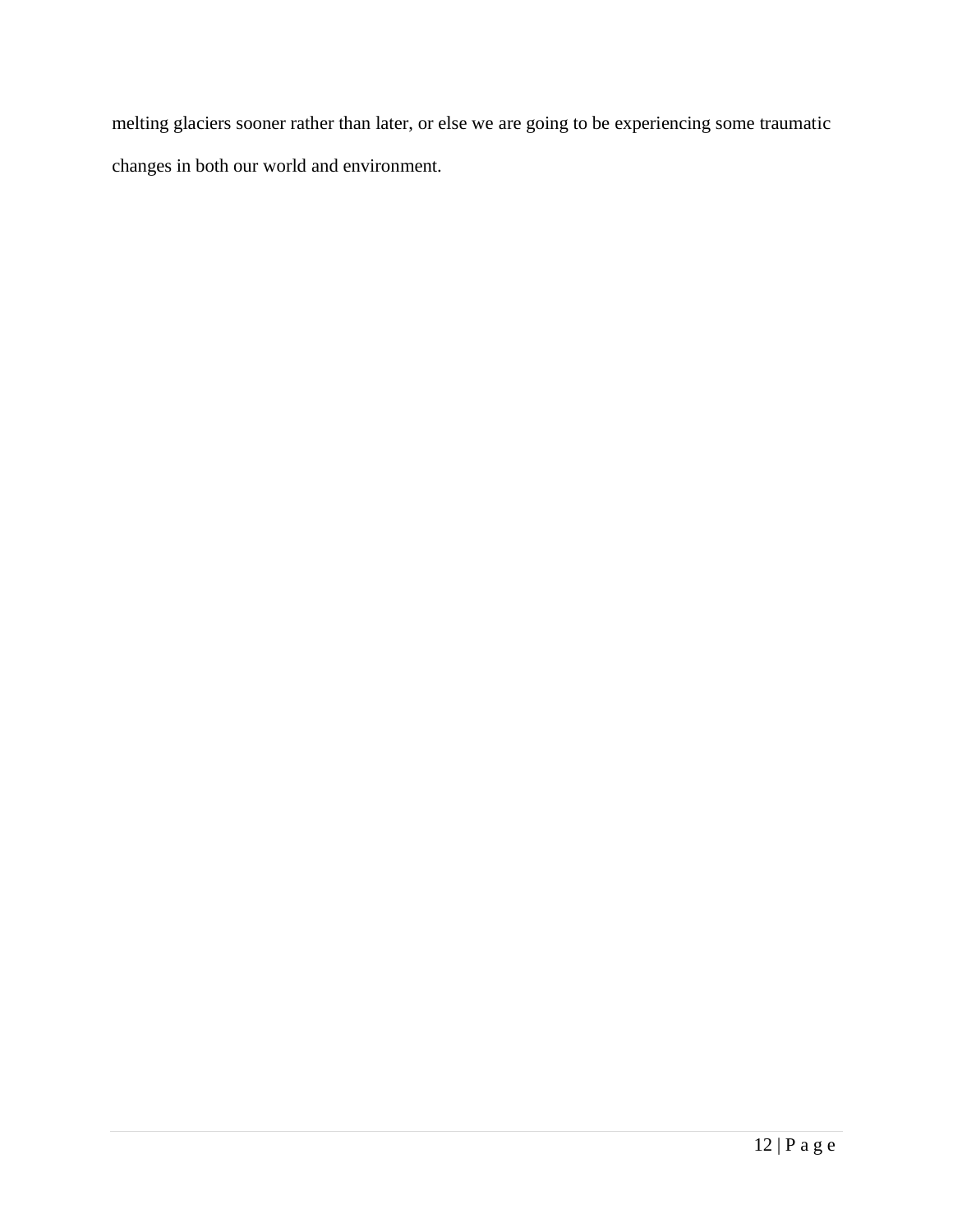melting glaciers sooner rather than later, or else we are going to be experiencing some traumatic changes in both our world and environment.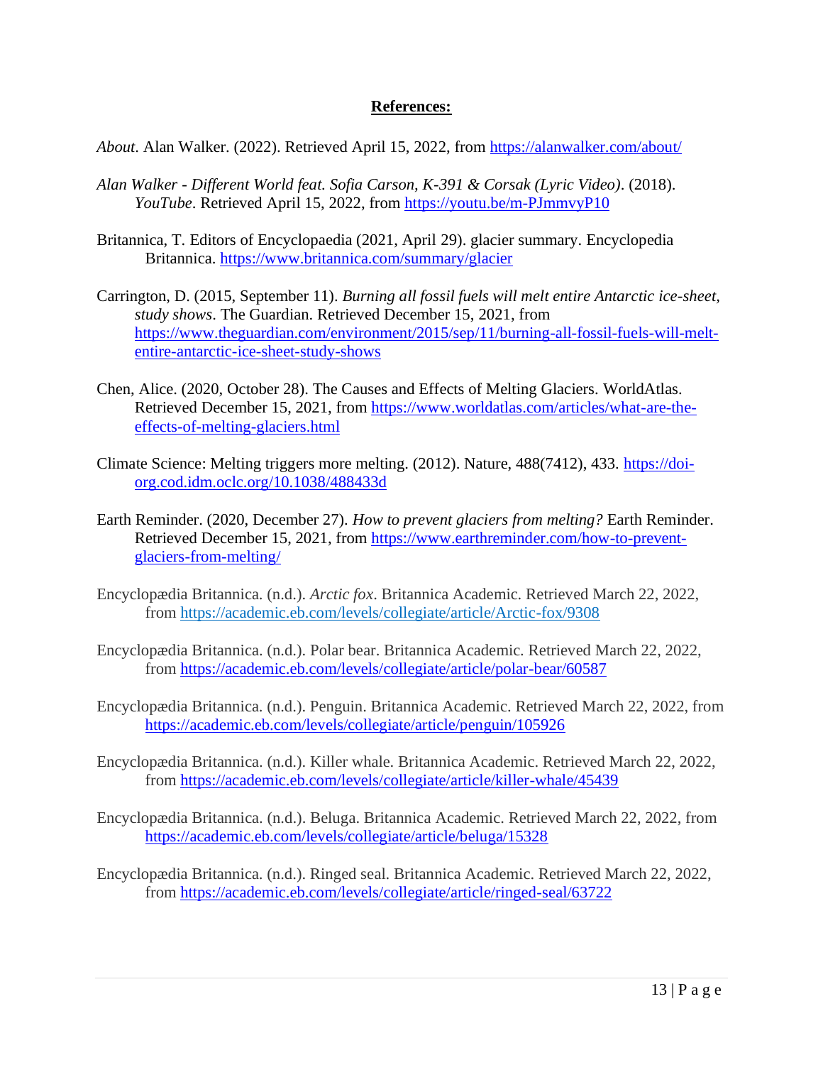**References:**

*About*. Alan Walker. (2022). Retrieved April 15, 2022, from https://alanwalker.com/about/

*Alan Walker - Different World feat. Sofia Carson, K-391 & Corsak (Lyric Video)*. (2018). *YouTube*. Retrieved April 15, 2022, from https://youtu.be/m-PJmmvyP10

Britannica, T. Editors of Encyclopaedia (2021, April 29). glacier summary. Encyclopedia Britannica. https://www.britannica.com/summary/glacier

Carrington, D. (2015, September 11). *Burning all fossil fuels will melt entire Antarctic ice-sheet, study shows*. The Guardian. Retrieved December 15, 2021, from https://www.theguardian.com/environment/2015/sep/11/burning-all-fossil-fuels-will-melt-entire-antarctic-ice-sheet-study-shows

Chen, Alice. (2020, October 28). The Causes and Effects of Melting Glaciers. WorldAtlas. Retrieved December 15, 2021, from https://www.worldatlas.com/articles/what-are-the-effects-of-melting-glaciers.html

Climate Science: Melting triggers more melting. (2012). Nature, 488(7412), 433. https://doi-org.cod.idm.oclc.org/10.1038/488433d

Earth Reminder. (2020, December 27). *How to prevent glaciers from melting?* Earth Reminder. Retrieved December 15, 2021, from https://www.earthreminder.com/how-to-prevent-glaciers-from-melting/

Encyclopædia Britannica. (n.d.). *Arctic fox*. Britannica Academic. Retrieved March 22, 2022, from https://academic.eb.com/levels/collegiate/article/Arctic-fox/9308

Encyclopædia Britannica. (n.d.). Polar bear. Britannica Academic. Retrieved March 22, 2022, from https://academic.eb.com/levels/collegiate/article/polar-bear/60587

Encyclopædia Britannica. (n.d.). Penguin. Britannica Academic. Retrieved March 22, 2022, from https://academic.eb.com/levels/collegiate/article/penguin/105926

Encyclopædia Britannica. (n.d.). Killer whale. Britannica Academic. Retrieved March 22, 2022, from https://academic.eb.com/levels/collegiate/article/killer-whale/45439

Encyclopædia Britannica. (n.d.). Beluga. Britannica Academic. Retrieved March 22, 2022, from https://academic.eb.com/levels/collegiate/article/beluga/15328

Encyclopædia Britannica. (n.d.). Ringed seal. Britannica Academic. Retrieved March 22, 2022, from https://academic.eb.com/levels/collegiate/article/ringed-seal/63722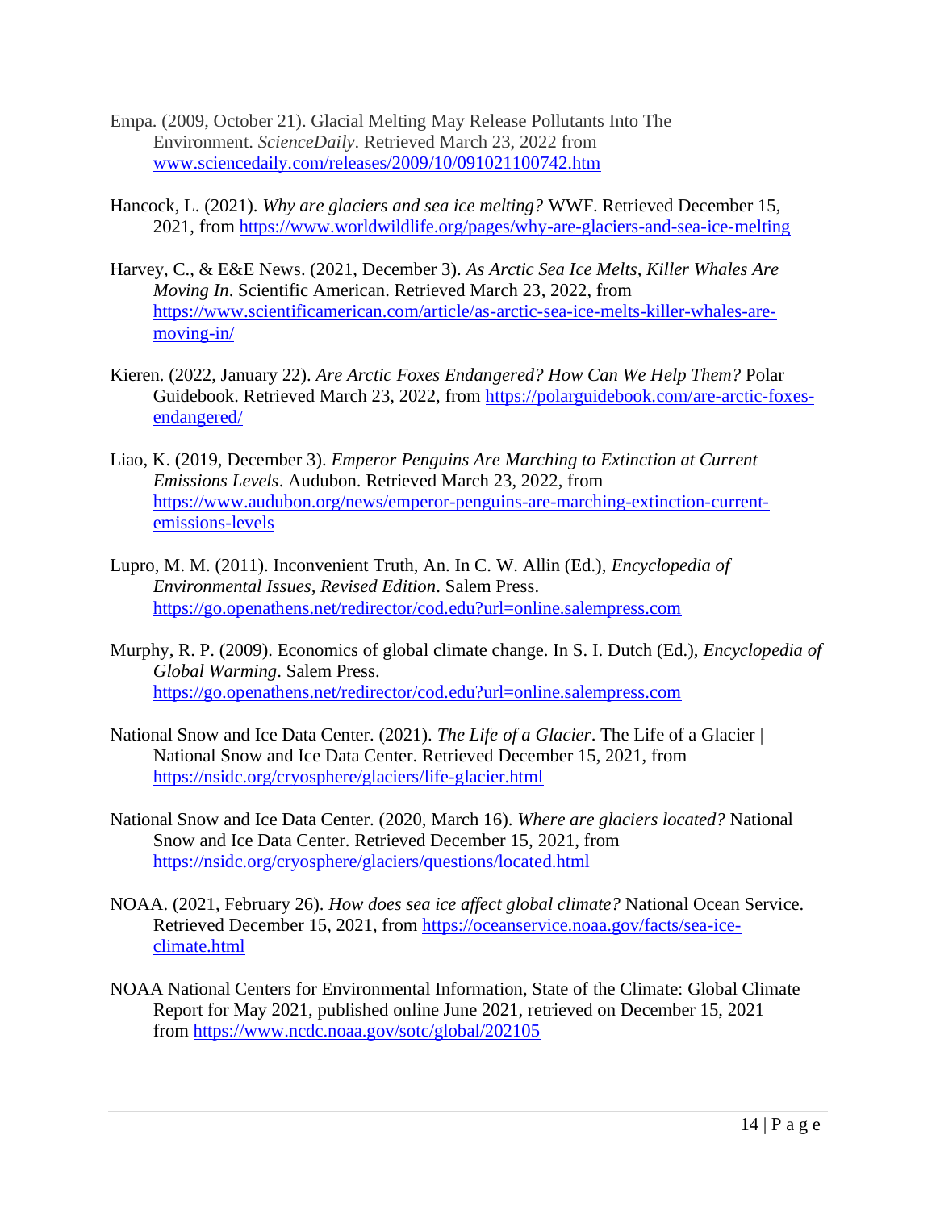Empa. (2009, October 21). Glacial Melting May Release Pollutants Into The Environment. *ScienceDaily*. Retrieved March 23, 2022 from www.sciencedaily.com/releases/2009/10/091021100742.htm

Hancock, L. (2021). *Why are glaciers and sea ice melting?* WWF. Retrieved December 15, 2021, from https://www.worldwildlife.org/pages/why-are-glaciers-and-sea-ice-melting

Harvey, C., & E&E News. (2021, December 3). *As Arctic Sea Ice Melts, Killer Whales Are Moving In*. Scientific American. Retrieved March 23, 2022, from https://www.scientificamerican.com/article/as-arctic-sea-ice-melts-killer-whales-are-moving-in/

Kieren. (2022, January 22). *Are Arctic Foxes Endangered? How Can We Help Them?* Polar Guidebook. Retrieved March 23, 2022, from https://polarguidebook.com/are-arctic-foxes-endangered/

Liao, K. (2019, December 3). *Emperor Penguins Are Marching to Extinction at Current Emissions Levels*. Audubon. Retrieved March 23, 2022, from https://www.audubon.org/news/emperor-penguins-are-marching-extinction-current-emissions-levels

Lupro, M. M. (2011). Inconvenient Truth, An. In C. W. Allin (Ed.), *Encyclopedia of Environmental Issues, Revised Edition*. Salem Press. https://go.openathens.net/redirector/cod.edu?url=online.salempress.com

Murphy, R. P. (2009). Economics of global climate change. In S. I. Dutch (Ed.), *Encyclopedia of Global Warming*. Salem Press. https://go.openathens.net/redirector/cod.edu?url=online.salempress.com

National Snow and Ice Data Center. (2021). *The Life of a Glacier*. The Life of a Glacier | National Snow and Ice Data Center. Retrieved December 15, 2021, from https://nsidc.org/cryosphere/glaciers/life-glacier.html

National Snow and Ice Data Center. (2020, March 16). *Where are glaciers located?* National Snow and Ice Data Center. Retrieved December 15, 2021, from https://nsidc.org/cryosphere/glaciers/questions/located.html

NOAA. (2021, February 26). *How does sea ice affect global climate?* National Ocean Service. Retrieved December 15, 2021, from https://oceanservice.noaa.gov/facts/sea-ice-climate.html

NOAA National Centers for Environmental Information, State of the Climate: Global Climate Report for May 2021, published online June 2021, retrieved on December 15, 2021 from https://www.ncdc.noaa.gov/sotc/global/202105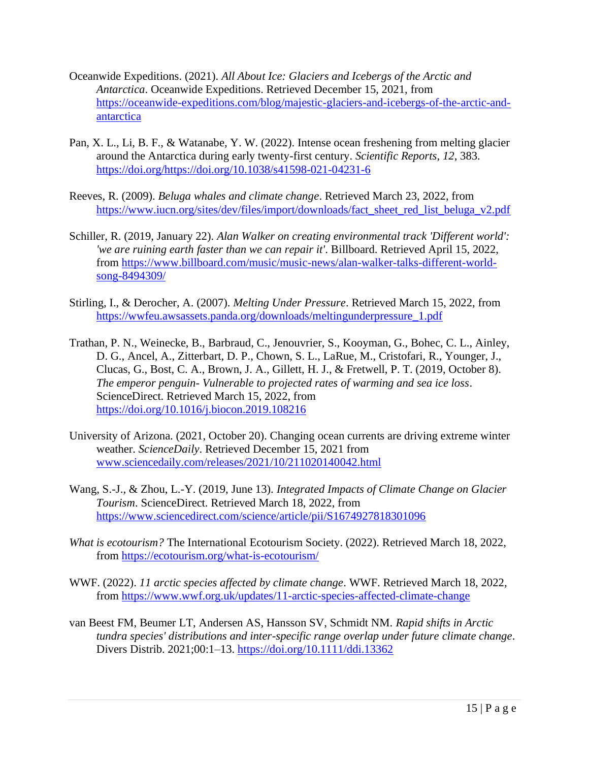Oceanwide Expeditions. (2021). *All About Ice: Glaciers and Icebergs of the Arctic and Antarctica*. Oceanwide Expeditions. Retrieved December 15, 2021, from https://oceanwide-expeditions.com/blog/majestic-glaciers-and-icebergs-of-the-arctic-and-antarctica

Pan, X. L., Li, B. F., & Watanabe, Y. W. (2022). Intense ocean freshening from melting glacier around the Antarctica during early twenty-first century. *Scientific Reports*, *12*, 383. https://doi.org/https://doi.org/10.1038/s41598-021-04231-6

Reeves, R. (2009). *Beluga whales and climate change*. Retrieved March 23, 2022, from https://www.iucn.org/sites/dev/files/import/downloads/fact_sheet_red_list_beluga_v2.pdf

Schiller, R. (2019, January 22). *Alan Walker on creating environmental track 'Different world': 'we are ruining earth faster than we can repair it'*. Billboard. Retrieved April 15, 2022, from https://www.billboard.com/music/music-news/alan-walker-talks-different-world-song-8494309/

Stirling, I., & Derocher, A. (2007). *Melting Under Pressure*. Retrieved March 15, 2022, from https://wwfeu.awsassets.panda.org/downloads/meltingunderpressure_1.pdf

Trathan, P. N., Weinecke, B., Barbraud, C., Jenouvrier, S., Kooyman, G., Bohec, C. L., Ainley, D. G., Ancel, A., Zitterbart, D. P., Chown, S. L., LaRue, M., Cristofari, R., Younger, J., Clucas, G., Bost, C. A., Brown, J. A., Gillett, H. J., & Fretwell, P. T. (2019, October 8). *The emperor penguin- Vulnerable to projected rates of warming and sea ice loss*. ScienceDirect. Retrieved March 15, 2022, from https://doi.org/10.1016/j.biocon.2019.108216

University of Arizona. (2021, October 20). Changing ocean currents are driving extreme winter weather. *ScienceDaily*. Retrieved December 15, 2021 from www.sciencedaily.com/releases/2021/10/211020140042.html

Wang, S.-J., & Zhou, L.-Y. (2019, June 13). *Integrated Impacts of Climate Change on Glacier Tourism*. ScienceDirect. Retrieved March 18, 2022, from https://www.sciencedirect.com/science/article/pii/S1674927818301096

*What is ecotourism?* The International Ecotourism Society. (2022). Retrieved March 18, 2022, from https://ecotourism.org/what-is-ecotourism/

WWF. (2022). *11 arctic species affected by climate change*. WWF. Retrieved March 18, 2022, from https://www.wwf.org.uk/updates/11-arctic-species-affected-climate-change

van Beest FM, Beumer LT, Andersen AS, Hansson SV, Schmidt NM. *Rapid shifts in Arctic tundra species' distributions and inter-specific range overlap under future climate change*. Divers Distrib. 2021;00:1–13. https://doi.org/10.1111/ddi.13362